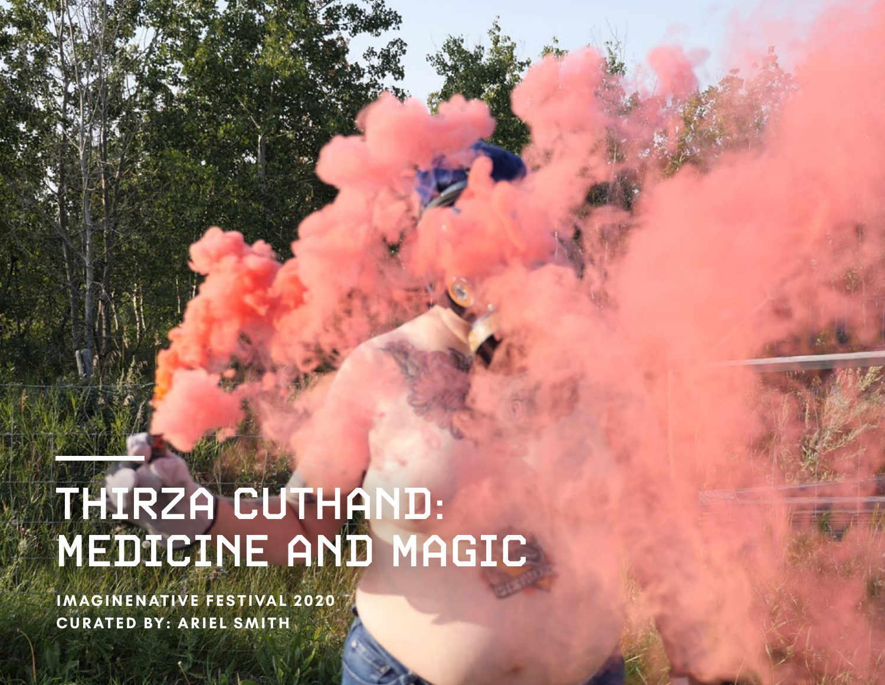# THIRZA CUTHAND: MEDICINE AND MAGIC

**IMAGINENATIVE FESTIVAL 2020**
**CURATED BY: ARIEL SMITH**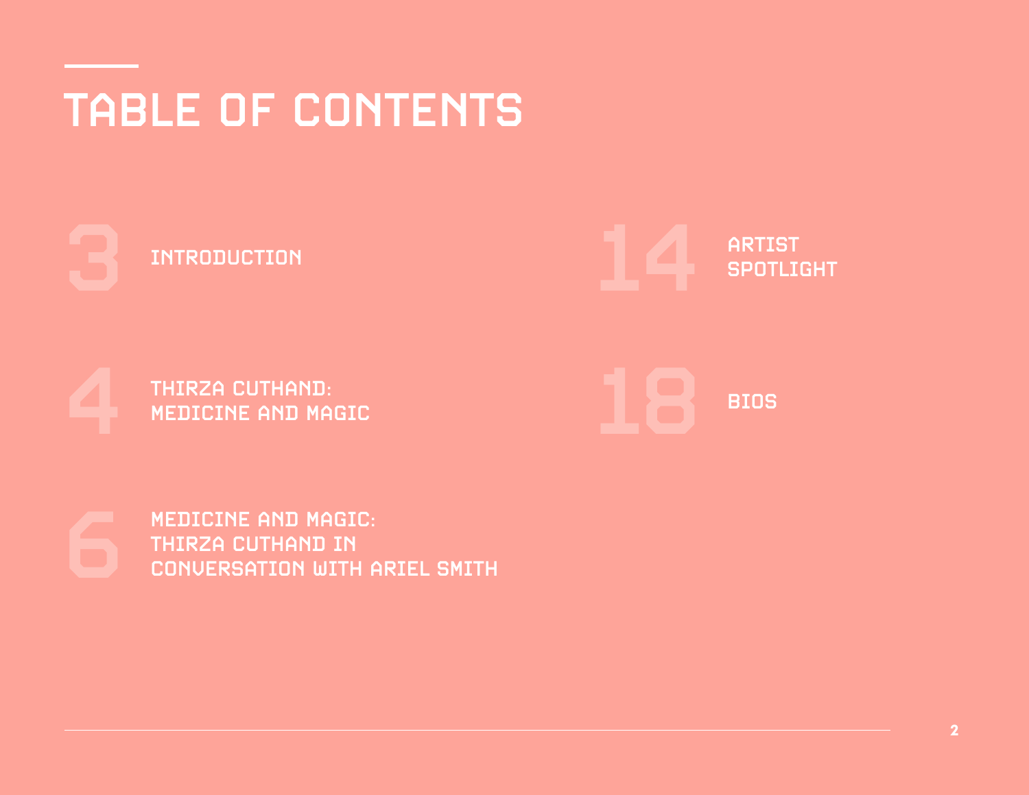# TABLE OF CONTENTS

3 INTRODUCTION

4 THIRZA CUTHAND: MEDICINE AND MAGIC

6 MEDICINE AND MAGIC: THIRZA CUTHAND IN CONVERSATION WITH ARIEL SMITH

14 ARTIST SPOTLIGHT

18 BIOS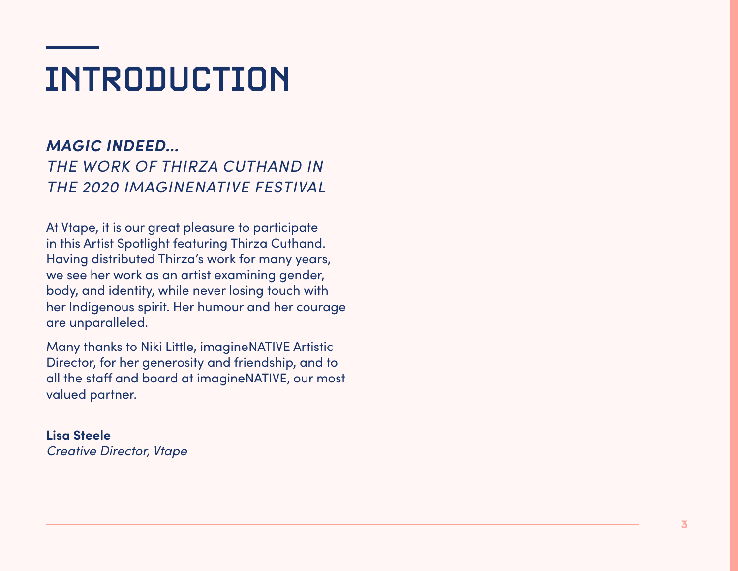# INTRODUCTION

## *MAGIC INDEED...*
*THE WORK OF THIRZA CUTHAND IN THE 2020 IMAGINENATIVE FESTIVAL*

At Vtape, it is our great pleasure to participate in this Artist Spotlight featuring Thirza Cuthand. Having distributed Thirza's work for many years, we see her work as an artist examining gender, body, and identity, while never losing touch with her Indigenous spirit. Her humour and her courage are unparalleled.

Many thanks to Niki Little, imagineNATIVE Artistic Director, for her generosity and friendship, and to all the staff and board at imagineNATIVE, our most valued partner.

**Lisa Steele**
*Creative Director, Vtape*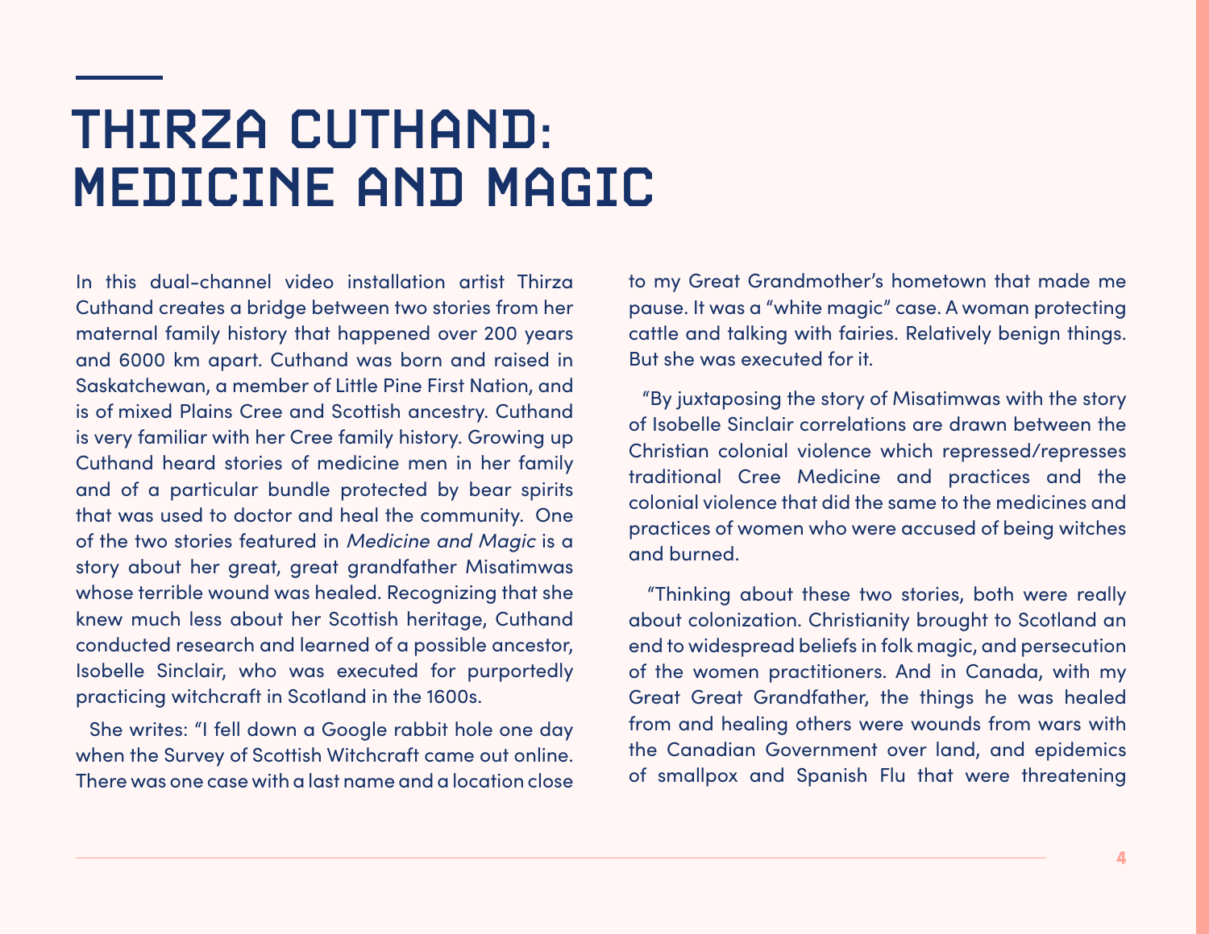# THIRZA CUTHAND: MEDICINE AND MAGIC

In this dual-channel video installation artist Thirza Cuthand creates a bridge between two stories from her maternal family history that happened over 200 years and 6000 km apart. Cuthand was born and raised in Saskatchewan, a member of Little Pine First Nation, and is of mixed Plains Cree and Scottish ancestry. Cuthand is very familiar with her Cree family history. Growing up Cuthand heard stories of medicine men in her family and of a particular bundle protected by bear spirits that was used to doctor and heal the community. One of the two stories featured in *Medicine and Magic* is a story about her great, great grandfather Misatimwas whose terrible wound was healed. Recognizing that she knew much less about her Scottish heritage, Cuthand conducted research and learned of a possible ancestor, Isobelle Sinclair, who was executed for purportedly practicing witchcraft in Scotland in the 1600s.

She writes: "I fell down a Google rabbit hole one day when the Survey of Scottish Witchcraft came out online. There was one case with a last name and a location close to my Great Grandmother's hometown that made me pause. It was a "white magic" case. A woman protecting cattle and talking with fairies. Relatively benign things. But she was executed for it.

"By juxtaposing the story of Misatimwas with the story of Isobelle Sinclair correlations are drawn between the Christian colonial violence which repressed/represses traditional Cree Medicine and practices and the colonial violence that did the same to the medicines and practices of women who were accused of being witches and burned.

"Thinking about these two stories, both were really about colonization. Christianity brought to Scotland an end to widespread beliefs in folk magic, and persecution of the women practitioners. And in Canada, with my Great Great Grandfather, the things he was healed from and healing others were wounds from wars with the Canadian Government over land, and epidemics of smallpox and Spanish Flu that were threatening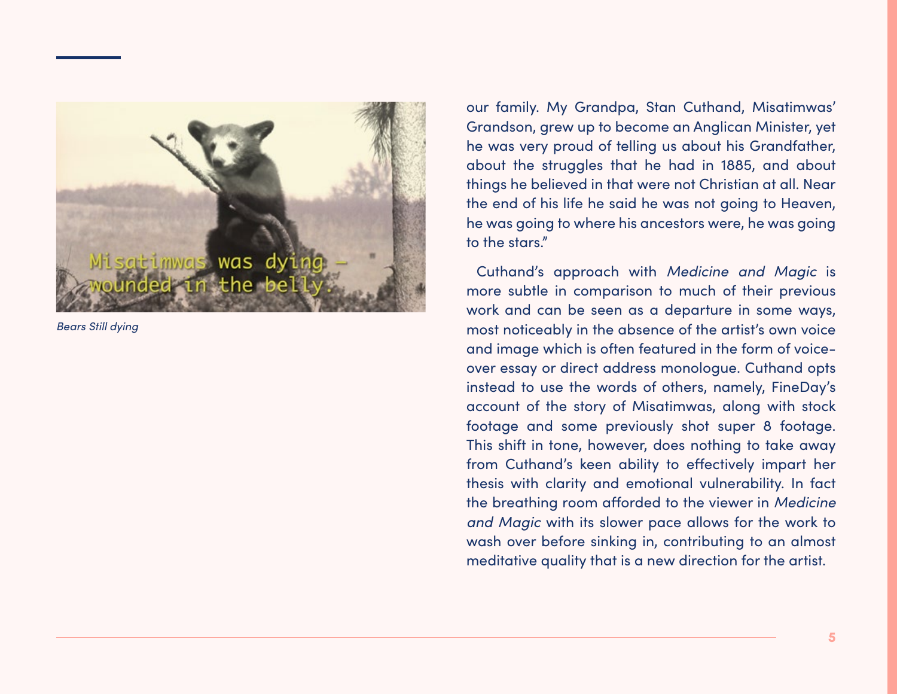Bears Still dying

our family. My Grandpa, Stan Cuthand, Misatimwas' Grandson, grew up to become an Anglican Minister, yet he was very proud of telling us about his Grandfather, about the struggles that he had in 1885, and about things he believed in that were not Christian at all. Near the end of his life he said he was not going to Heaven, he was going to where his ancestors were, he was going to the stars."

Cuthand's approach with *Medicine and Magic* is more subtle in comparison to much of their previous work and can be seen as a departure in some ways, most noticeably in the absence of the artist's own voice and image which is often featured in the form of voice-over essay or direct address monologue. Cuthand opts instead to use the words of others, namely, FineDay's account of the story of Misatimwas, along with stock footage and some previously shot super 8 footage. This shift in tone, however, does nothing to take away from Cuthand's keen ability to effectively impart her thesis with clarity and emotional vulnerability. In fact the breathing room afforded to the viewer in *Medicine and Magic* with its slower pace allows for the work to wash over before sinking in, contributing to an almost meditative quality that is a new direction for the artist.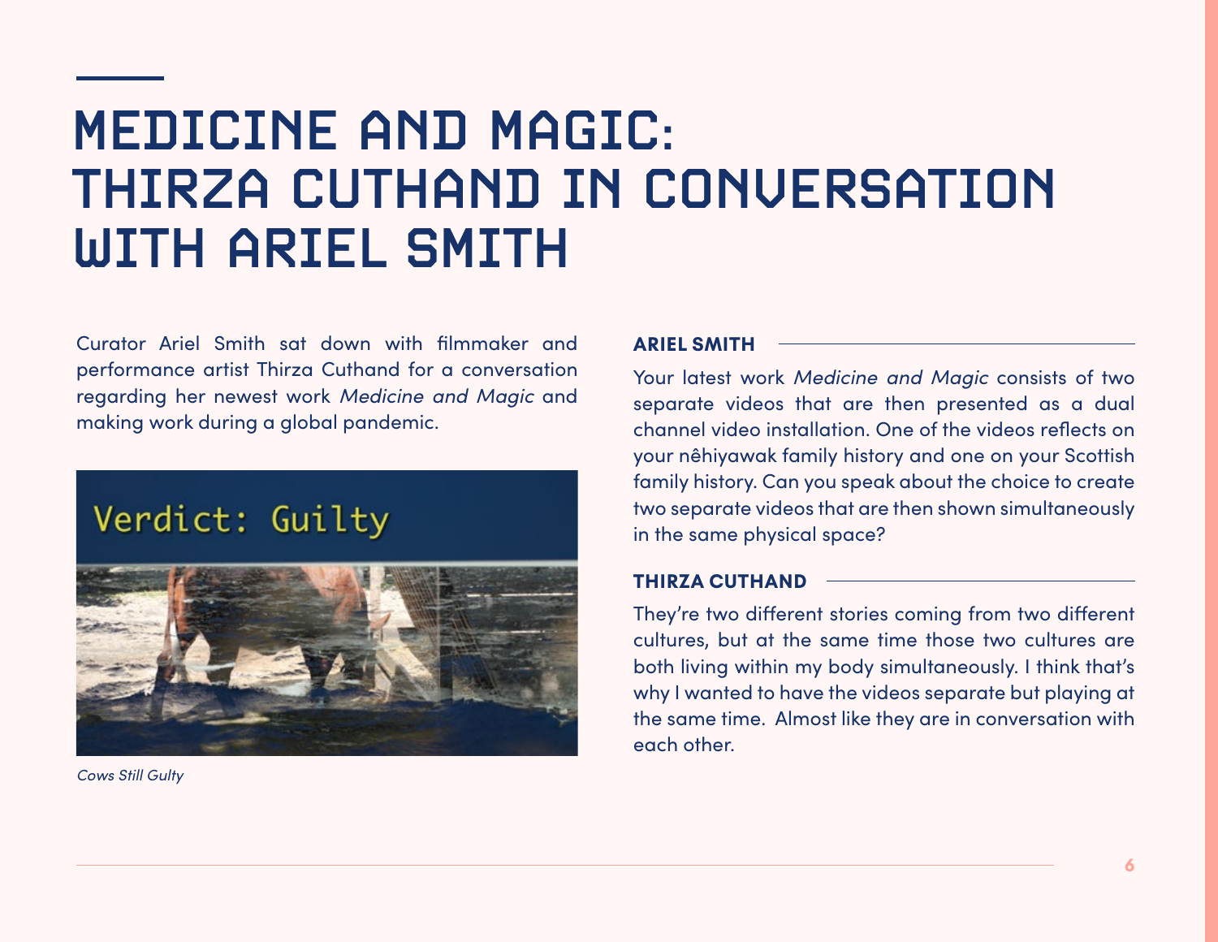# MEDICINE AND MAGIC: THIRZA CUTHAND IN CONVERSATION WITH ARIEL SMITH

Curator Ariel Smith sat down with filmmaker and performance artist Thirza Cuthand for a conversation regarding her newest work *Medicine and Magic* and making work during a global pandemic.

*Cows Still Gulty*

**ARIEL SMITH**

Your latest work *Medicine and Magic* consists of two separate videos that are then presented as a dual channel video installation. One of the videos reflects on your nêhiyawak family history and one on your Scottish family history. Can you speak about the choice to create two separate videos that are then shown simultaneously in the same physical space?

**THIRZA CUTHAND**

They're two different stories coming from two different cultures, but at the same time those two cultures are both living within my body simultaneously. I think that's why I wanted to have the videos separate but playing at the same time. Almost like they are in conversation with each other.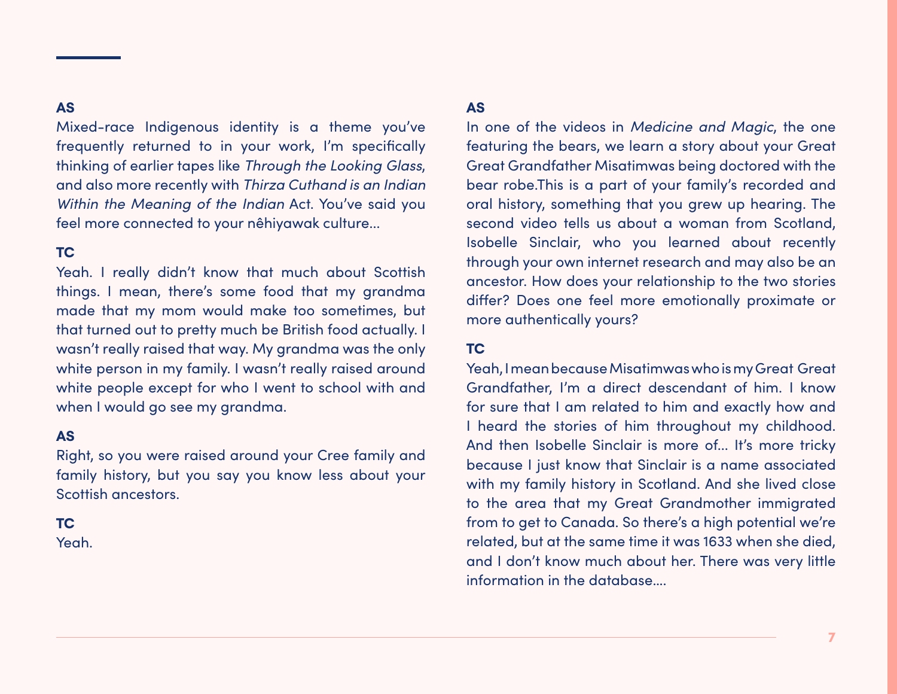**AS**

Mixed-race Indigenous identity is a theme you've frequently returned to in your work, I'm specifically thinking of earlier tapes like *Through the Looking Glass*, and also more recently with *Thirza Cuthand is an Indian Within the Meaning of the Indian* Act. You've said you feel more connected to your nêhiyawak culture...

**TC**

Yeah. I really didn't know that much about Scottish things. I mean, there's some food that my grandma made that my mom would make too sometimes, but that turned out to pretty much be British food actually. I wasn't really raised that way. My grandma was the only white person in my family. I wasn't really raised around white people except for who I went to school with and when I would go see my grandma.

**AS**

Right, so you were raised around your Cree family and family history, but you say you know less about your Scottish ancestors.

**TC**

Yeah.

**AS**

In one of the videos in *Medicine and Magic*, the one featuring the bears, we learn a story about your Great Great Grandfather Misatimwas being doctored with the bear robe.This is a part of your family's recorded and oral history, something that you grew up hearing. The second video tells us about a woman from Scotland, Isobelle Sinclair, who you learned about recently through your own internet research and may also be an ancestor. How does your relationship to the two stories differ? Does one feel more emotionally proximate or more authentically yours?

**TC**

Yeah, I mean because Misatimwas who is my Great Great Grandfather, I'm a direct descendant of him. I know for sure that I am related to him and exactly how and I heard the stories of him throughout my childhood. And then Isobelle Sinclair is more of... It's more tricky because I just know that Sinclair is a name associated with my family history in Scotland. And she lived close to the area that my Great Grandmother immigrated from to get to Canada. So there's a high potential we're related, but at the same time it was 1633 when she died, and I don't know much about her. There was very little information in the database....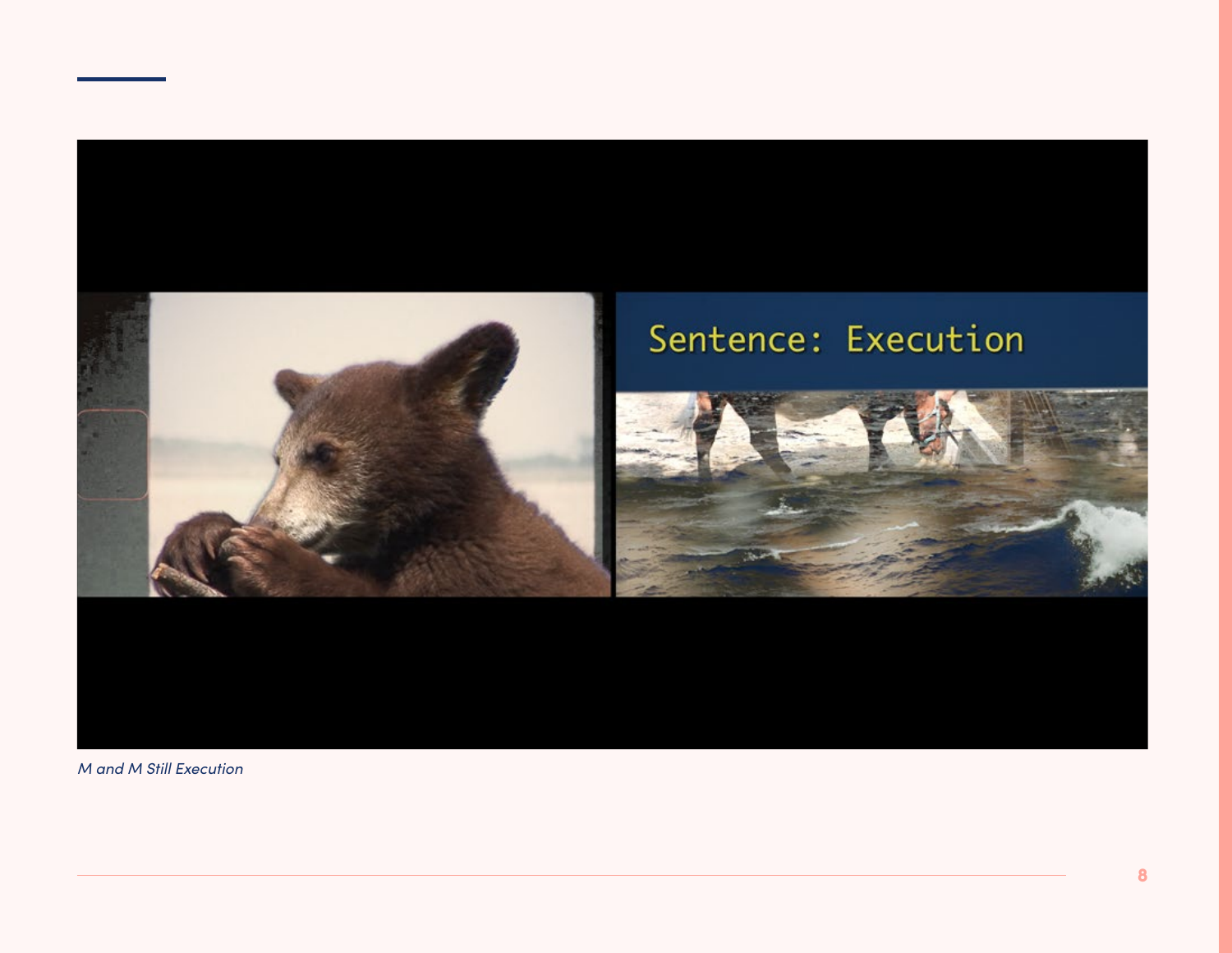*M and M Still Execution*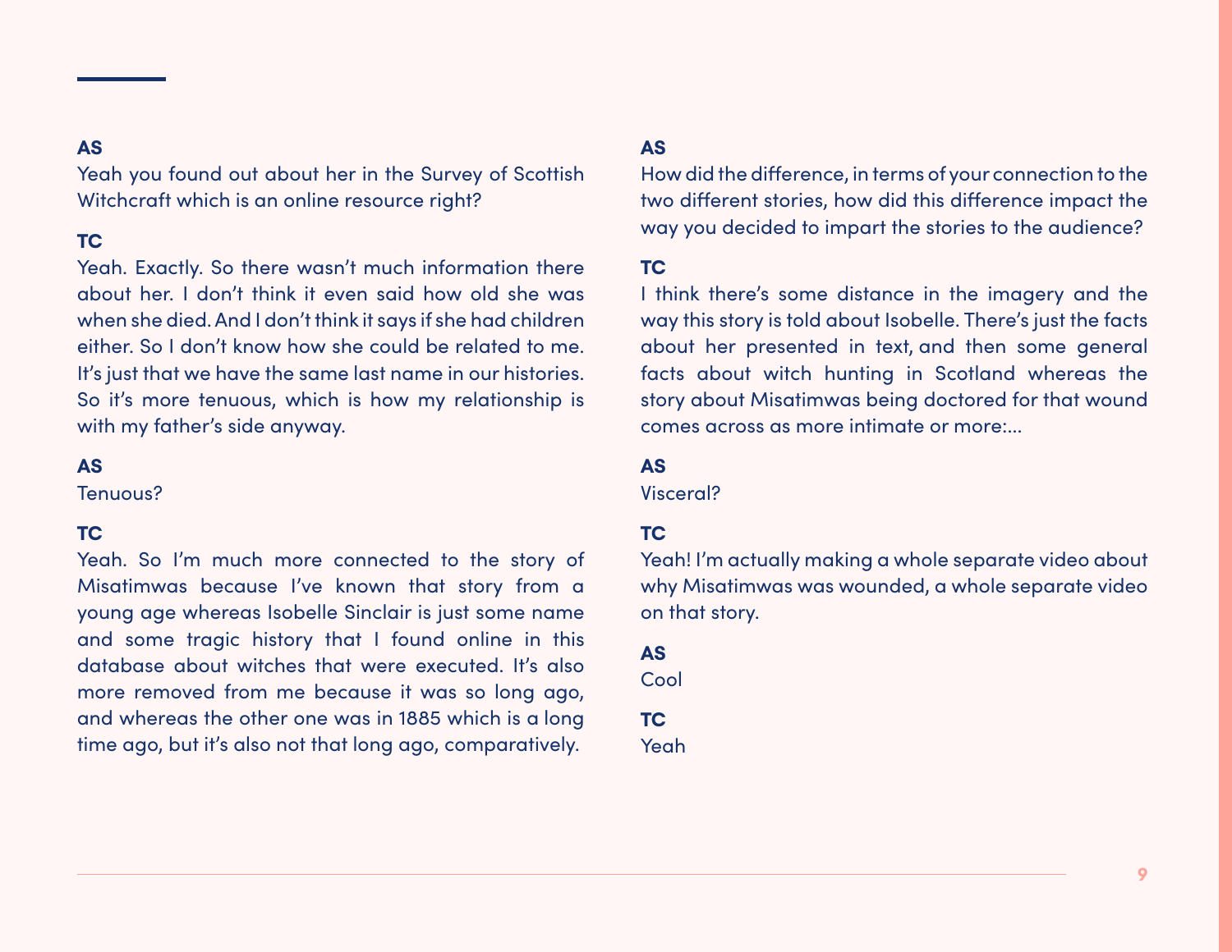**AS**
Yeah you found out about her in the Survey of Scottish Witchcraft which is an online resource right?

**TC**
Yeah. Exactly. So there wasn't much information there about her. I don't think it even said how old she was when she died. And I don't think it says if she had children either. So I don't know how she could be related to me. It's just that we have the same last name in our histories. So it's more tenuous, which is how my relationship is with my father's side anyway.

**AS**
Tenuous?

**TC**
Yeah. So I'm much more connected to the story of Misatimwas because I've known that story from a young age whereas Isobelle Sinclair is just some name and some tragic history that I found online in this database about witches that were executed. It's also more removed from me because it was so long ago, and whereas the other one was in 1885 which is a long time ago, but it's also not that long ago, comparatively.

**AS**
How did the difference, in terms of your connection to the two different stories, how did this difference impact the way you decided to impart the stories to the audience?

**TC**
I think there's some distance in the imagery and the way this story is told about Isobelle. There's just the facts about her presented in text, and then some general facts about witch hunting in Scotland whereas the story about Misatimwas being doctored for that wound comes across as more intimate or more:...

**AS**
Visceral?

**TC**
Yeah! I'm actually making a whole separate video about why Misatimwas was wounded, a whole separate video on that story.

**AS**
Cool

**TC**
Yeah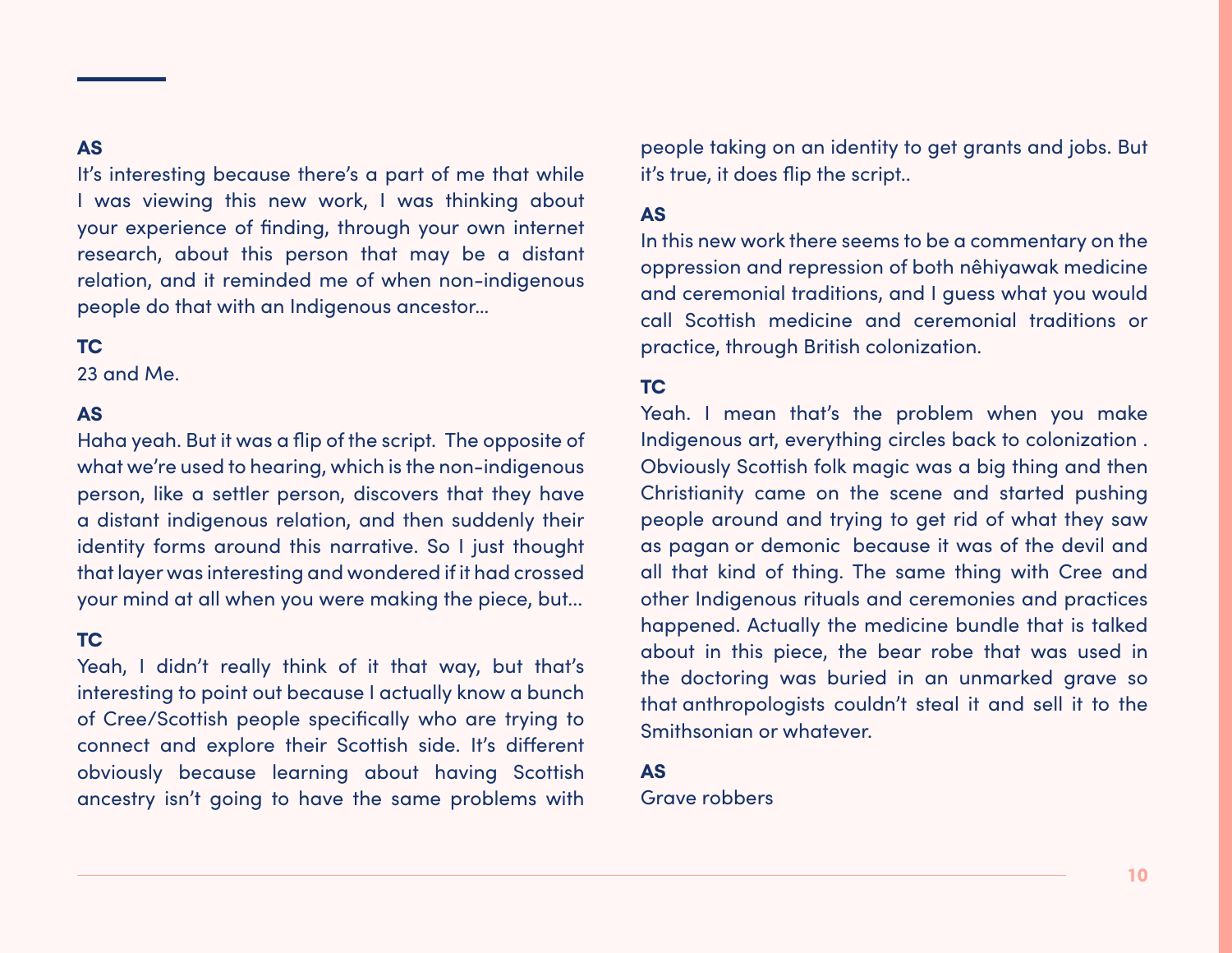**AS**
It's interesting because there's a part of me that while I was viewing this new work, I was thinking about your experience of finding, through your own internet research, about this person that may be a distant relation, and it reminded me of when non-indigenous people do that with an Indigenous ancestor...

**TC**
23 and Me.

**AS**
Haha yeah. But it was a flip of the script. The opposite of what we're used to hearing, which is the non-indigenous person, like a settler person, discovers that they have a distant indigenous relation, and then suddenly their identity forms around this narrative. So I just thought that layer was interesting and wondered if it had crossed your mind at all when you were making the piece, but...

**TC**
Yeah, I didn't really think of it that way, but that's interesting to point out because I actually know a bunch of Cree/Scottish people specifically who are trying to connect and explore their Scottish side. It's different obviously because learning about having Scottish ancestry isn't going to have the same problems with people taking on an identity to get grants and jobs. But it's true, it does flip the script..

**AS**
In this new work there seems to be a commentary on the oppression and repression of both nêhiyawak medicine and ceremonial traditions, and I guess what you would call Scottish medicine and ceremonial traditions or practice, through British colonization.

**TC**
Yeah. I mean that's the problem when you make Indigenous art, everything circles back to colonization . Obviously Scottish folk magic was a big thing and then Christianity came on the scene and started pushing people around and trying to get rid of what they saw as pagan or demonic because it was of the devil and all that kind of thing. The same thing with Cree and other Indigenous rituals and ceremonies and practices happened. Actually the medicine bundle that is talked about in this piece, the bear robe that was used in the doctoring was buried in an unmarked grave so that anthropologists couldn't steal it and sell it to the Smithsonian or whatever.

**AS**
Grave robbers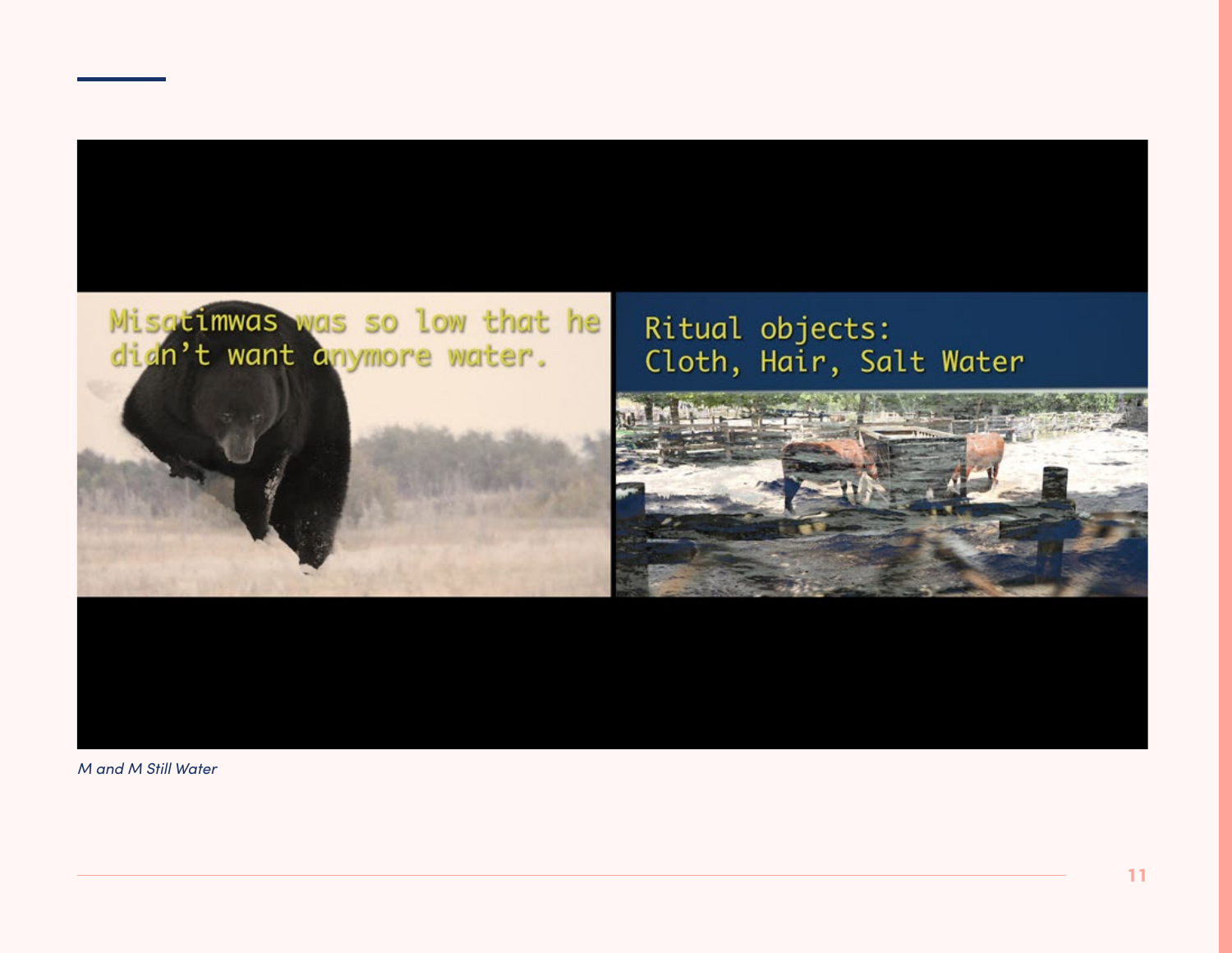*M and M Still Water*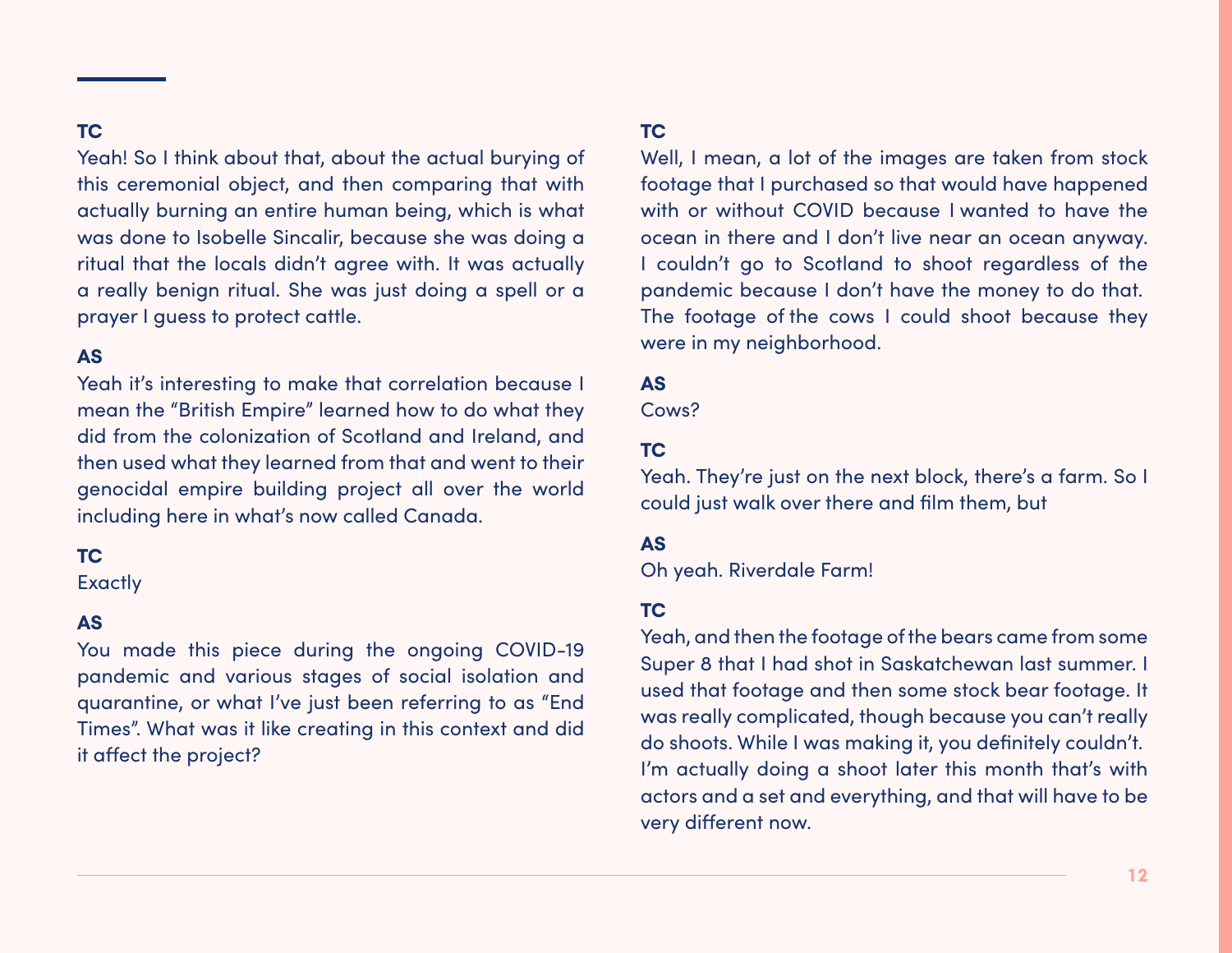**TC**
Yeah! So I think about that, about the actual burying of this ceremonial object, and then comparing that with actually burning an entire human being, which is what was done to Isobelle Sincalir, because she was doing a ritual that the locals didn't agree with. It was actually a really benign ritual. She was just doing a spell or a prayer I guess to protect cattle.

**AS**
Yeah it's interesting to make that correlation because I mean the "British Empire" learned how to do what they did from the colonization of Scotland and Ireland, and then used what they learned from that and went to their genocidal empire building project all over the world including here in what's now called Canada.

**TC**
Exactly

**AS**
You made this piece during the ongoing COVID-19 pandemic and various stages of social isolation and quarantine, or what I've just been referring to as "End Times". What was it like creating in this context and did it affect the project?

**TC**
Well, I mean, a lot of the images are taken from stock footage that I purchased so that would have happened with or without COVID because I wanted to have the ocean in there and I don't live near an ocean anyway. I couldn't go to Scotland to shoot regardless of the pandemic because I don't have the money to do that. The footage of the cows I could shoot because they were in my neighborhood.

**AS**
Cows?

**TC**
Yeah. They're just on the next block, there's a farm. So I could just walk over there and film them, but

**AS**
Oh yeah. Riverdale Farm!

**TC**
Yeah, and then the footage of the bears came from some Super 8 that I had shot in Saskatchewan last summer. I used that footage and then some stock bear footage. It was really complicated, though because you can't really do shoots. While I was making it, you definitely couldn't. I'm actually doing a shoot later this month that's with actors and a set and everything, and that will have to be very different now.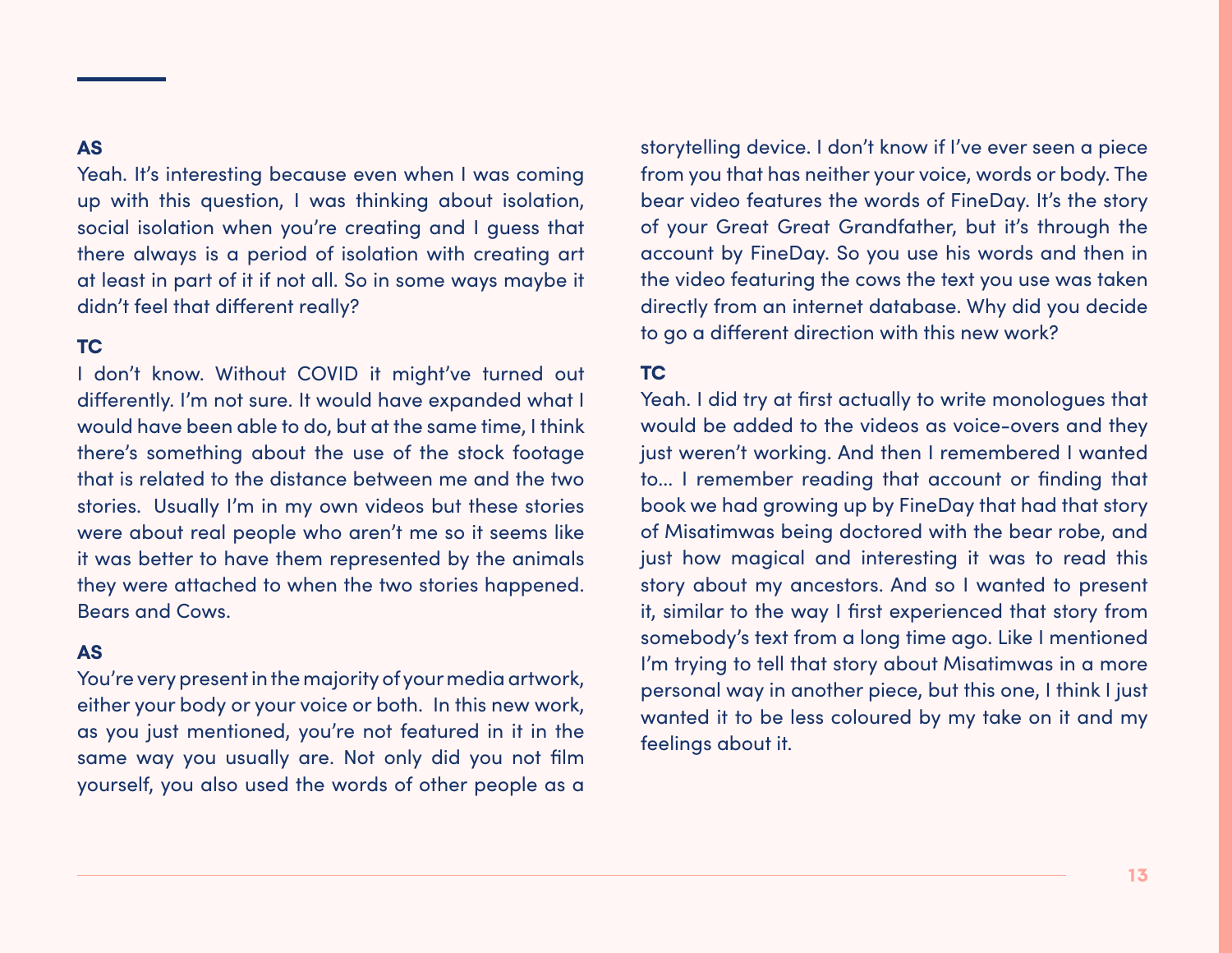**AS**

Yeah. It's interesting because even when I was coming up with this question, I was thinking about isolation, social isolation when you're creating and I guess that there always is a period of isolation with creating art at least in part of it if not all. So in some ways maybe it didn't feel that different really?

**TC**

I don't know. Without COVID it might've turned out differently. I'm not sure. It would have expanded what I would have been able to do, but at the same time, I think there's something about the use of the stock footage that is related to the distance between me and the two stories. Usually I'm in my own videos but these stories were about real people who aren't me so it seems like it was better to have them represented by the animals they were attached to when the two stories happened. Bears and Cows.

**AS**

You're very present in the majority of your media artwork, either your body or your voice or both. In this new work, as you just mentioned, you're not featured in it in the same way you usually are. Not only did you not film yourself, you also used the words of other people as a storytelling device. I don't know if I've ever seen a piece from you that has neither your voice, words or body. The bear video features the words of FineDay. It's the story of your Great Great Grandfather, but it's through the account by FineDay. So you use his words and then in the video featuring the cows the text you use was taken directly from an internet database. Why did you decide to go a different direction with this new work?

**TC**

Yeah. I did try at first actually to write monologues that would be added to the videos as voice-overs and they just weren't working. And then I remembered I wanted to... I remember reading that account or finding that book we had growing up by FineDay that had that story of Misatimwas being doctored with the bear robe, and just how magical and interesting it was to read this story about my ancestors. And so I wanted to present it, similar to the way I first experienced that story from somebody's text from a long time ago. Like I mentioned I'm trying to tell that story about Misatimwas in a more personal way in another piece, but this one, I think I just wanted it to be less coloured by my take on it and my feelings about it.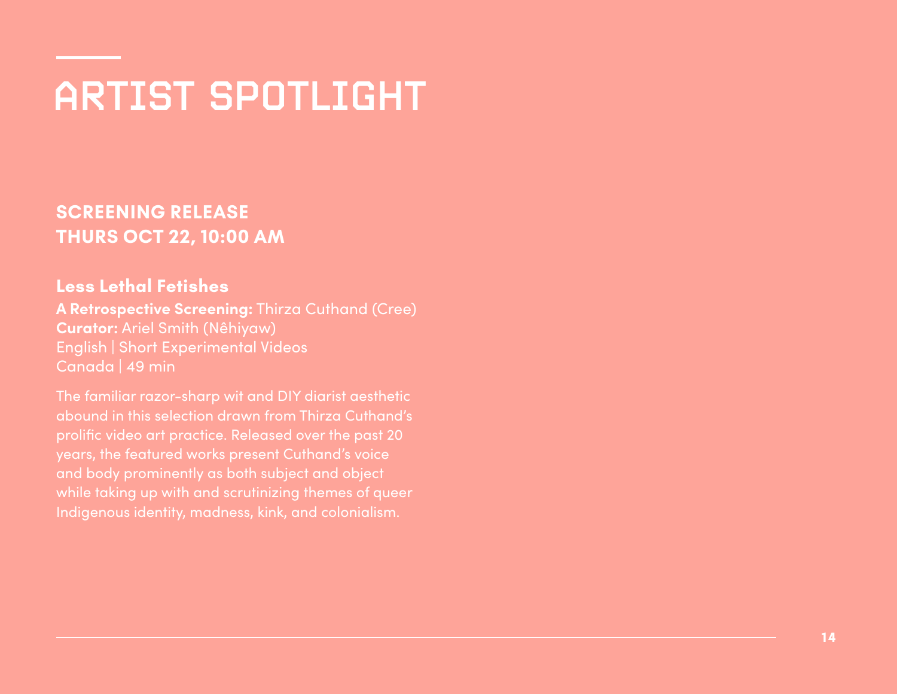# ARTIST SPOTLIGHT

## SCREENING RELEASE
## THURS OCT 22, 10:00 AM

### Less Lethal Fetishes

**A Retrospective Screening:** Thirza Cuthand (Cree)
**Curator:** Ariel Smith (Nêhiyaw)
English | Short Experimental Videos
Canada | 49 min

The familiar razor-sharp wit and DIY diarist aesthetic abound in this selection drawn from Thirza Cuthand's prolific video art practice. Released over the past 20 years, the featured works present Cuthand's voice and body prominently as both subject and object while taking up with and scrutinizing themes of queer Indigenous identity, madness, kink, and colonialism.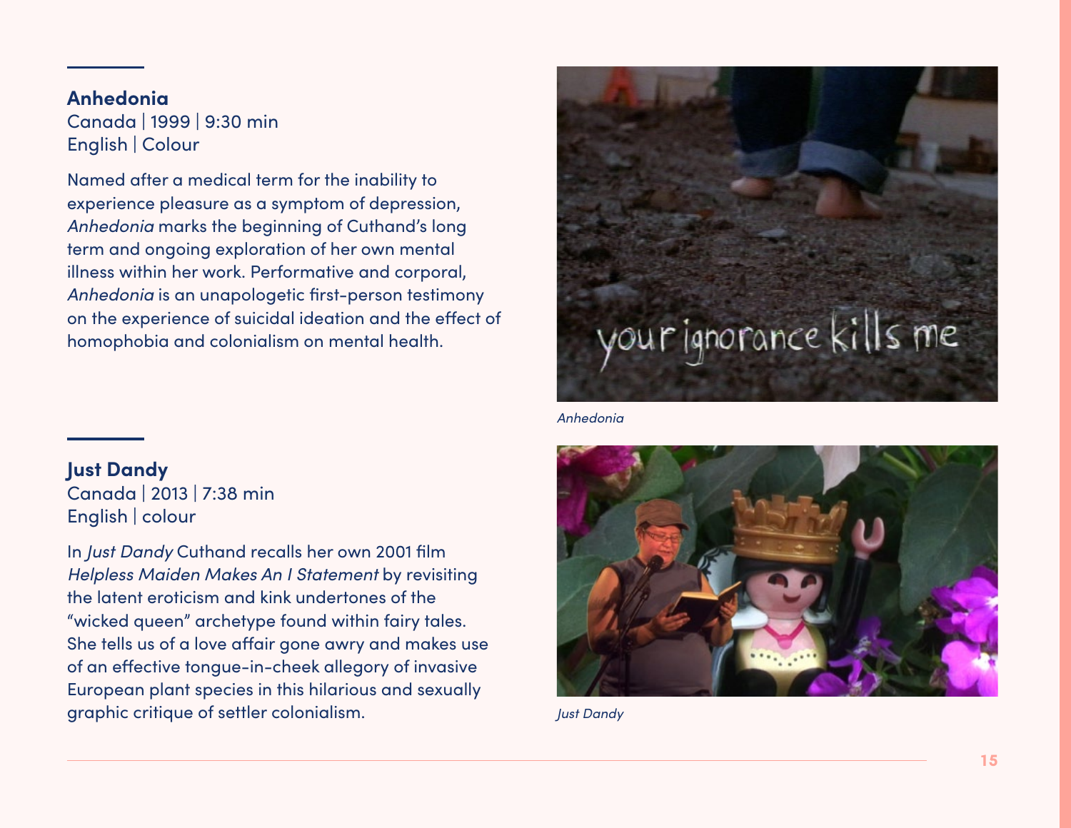## Anhedonia

Canada | 1999 | 9:30 min
English | Colour

Named after a medical term for the inability to experience pleasure as a symptom of depression, *Anhedonia* marks the beginning of Cuthand's long term and ongoing exploration of her own mental illness within her work. Performative and corporal, *Anhedonia* is an unapologetic first-person testimony on the experience of suicidal ideation and the effect of homophobia and colonialism on mental health.

*Anhedonia*

## Just Dandy

Canada | 2013 | 7:38 min
English | colour

In *Just Dandy* Cuthand recalls her own 2001 film *Helpless Maiden Makes An I Statement* by revisiting the latent eroticism and kink undertones of the "wicked queen" archetype found within fairy tales. She tells us of a love affair gone awry and makes use of an effective tongue-in-cheek allegory of invasive European plant species in this hilarious and sexually graphic critique of settler colonialism.

*Just Dandy*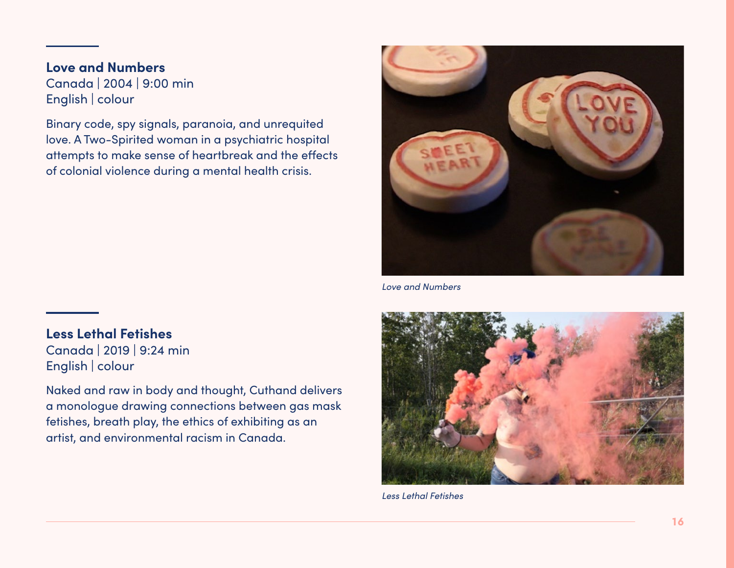### Love and Numbers

Canada | 2004 | 9:00 min
English | colour

Binary code, spy signals, paranoia, and unrequited love. A Two-Spirited woman in a psychiatric hospital attempts to make sense of heartbreak and the effects of colonial violence during a mental health crisis.

*Love and Numbers*

### Less Lethal Fetishes

Canada | 2019 | 9:24 min
English | colour

Naked and raw in body and thought, Cuthand delivers a monologue drawing connections between gas mask fetishes, breath play, the ethics of exhibiting as an artist, and environmental racism in Canada.

*Less Lethal Fetishes*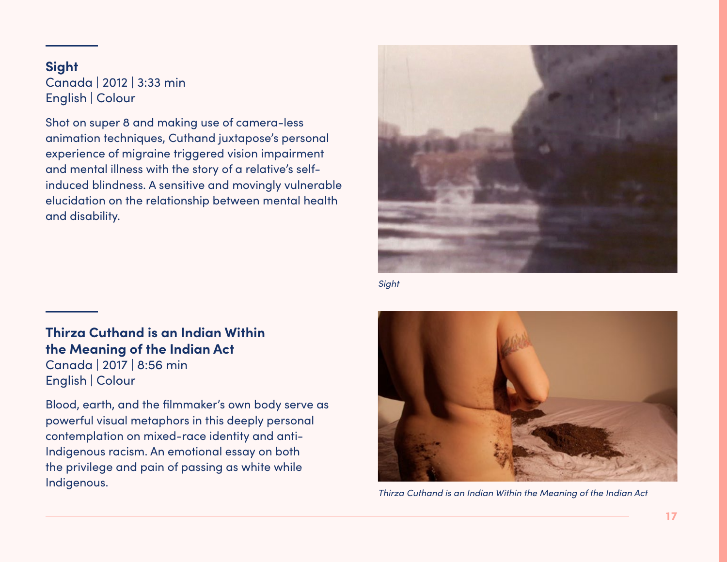## Sight

Canada | 2012 | 3:33 min
English | Colour

Shot on super 8 and making use of camera-less animation techniques, Cuthand juxtapose's personal experience of migraine triggered vision impairment and mental illness with the story of a relative's self-induced blindness. A sensitive and movingly vulnerable elucidation on the relationship between mental health and disability.

*Sight*

## Thirza Cuthand is an Indian Within the Meaning of the Indian Act

Canada | 2017 | 8:56 min
English | Colour

Blood, earth, and the filmmaker's own body serve as powerful visual metaphors in this deeply personal contemplation on mixed-race identity and anti-Indigenous racism. An emotional essay on both the privilege and pain of passing as white while Indigenous.

*Thirza Cuthand is an Indian Within the Meaning of the Indian Act*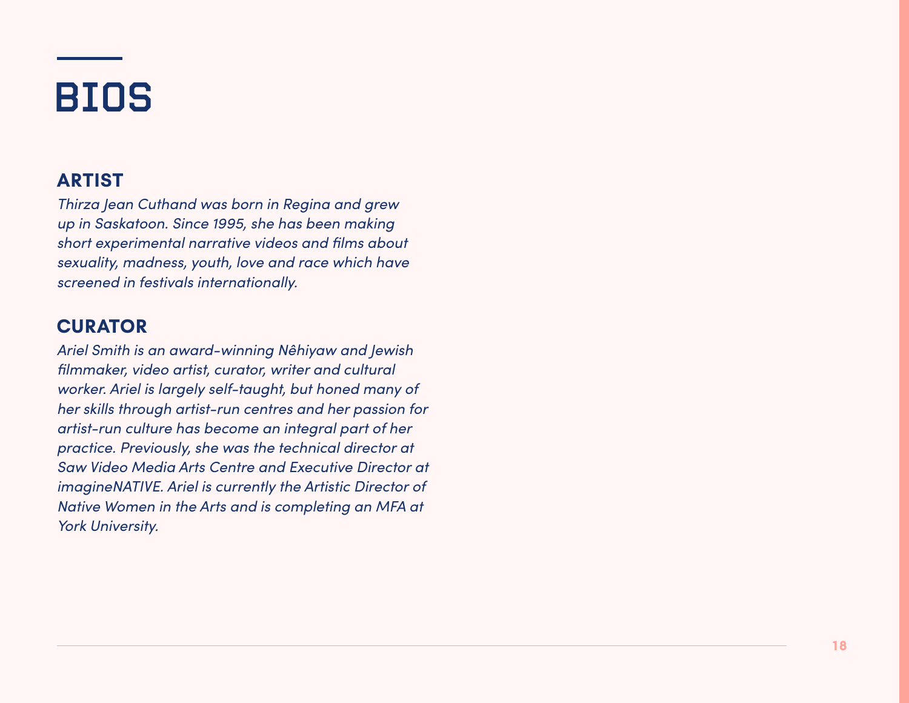# BIOS

## ARTIST

*Thirza Jean Cuthand was born in Regina and grew up in Saskatoon. Since 1995, she has been making short experimental narrative videos and films about sexuality, madness, youth, love and race which have screened in festivals internationally.*

## CURATOR

*Ariel Smith is an award-winning Nêhiyaw and Jewish filmmaker, video artist, curator, writer and cultural worker. Ariel is largely self-taught, but honed many of her skills through artist-run centres and her passion for artist-run culture has become an integral part of her practice. Previously, she was the technical director at Saw Video Media Arts Centre and Executive Director at imagineNATIVE. Ariel is currently the Artistic Director of Native Women in the Arts and is completing an MFA at York University.*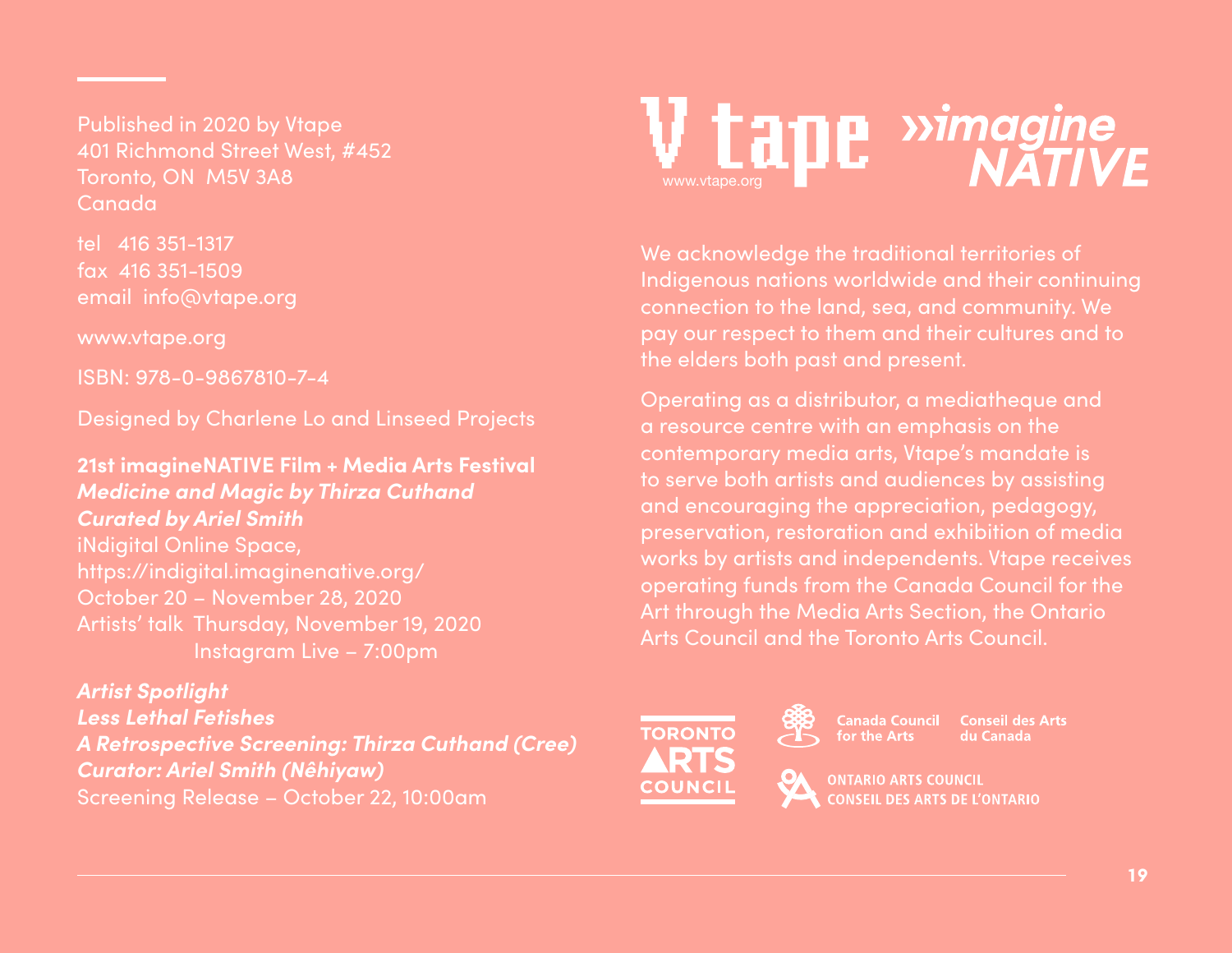Published in 2020 by Vtape
401 Richmond Street West, #452
Toronto, ON M5V 3A8
Canada

tel 416 351-1317
fax 416 351-1509
email info@vtape.org

www.vtape.org

ISBN: 978-0-9867810-7-4

Designed by Charlene Lo and Linseed Projects

**21st imagineNATIVE Film + Media Arts Festival**
***Medicine and Magic by Thirza Cuthand***
***Curated by Ariel Smith***
iNdigital Online Space,
https://indigital.imaginenative.org/
October 20 – November 28, 2020
Artists' talk Thursday, November 19, 2020
Instagram Live – 7:00pm

***Artist Spotlight***
***Less Lethal Fetishes***
***A Retrospective Screening: Thirza Cuthand (Cree)***
***Curator: Ariel Smith (Nêhiyaw)***
Screening Release – October 22, 10:00am

Vtape www.vtape.org »imagine NATIVE

We acknowledge the traditional territories of Indigenous nations worldwide and their continuing connection to the land, sea, and community. We pay our respect to them and their cultures and to the elders both past and present.

Operating as a distributor, a mediatheque and a resource centre with an emphasis on the contemporary media arts, Vtape's mandate is to serve both artists and audiences by assisting and encouraging the appreciation, pedagogy, preservation, restoration and exhibition of media works by artists and independents. Vtape receives operating funds from the Canada Council for the Art through the Media Arts Section, the Ontario Arts Council and the Toronto Arts Council.

TORONTO ARTS COUNCIL

Canada Council for the Arts / Conseil des Arts du Canada

ONTARIO ARTS COUNCIL / CONSEIL DES ARTS DE L'ONTARIO